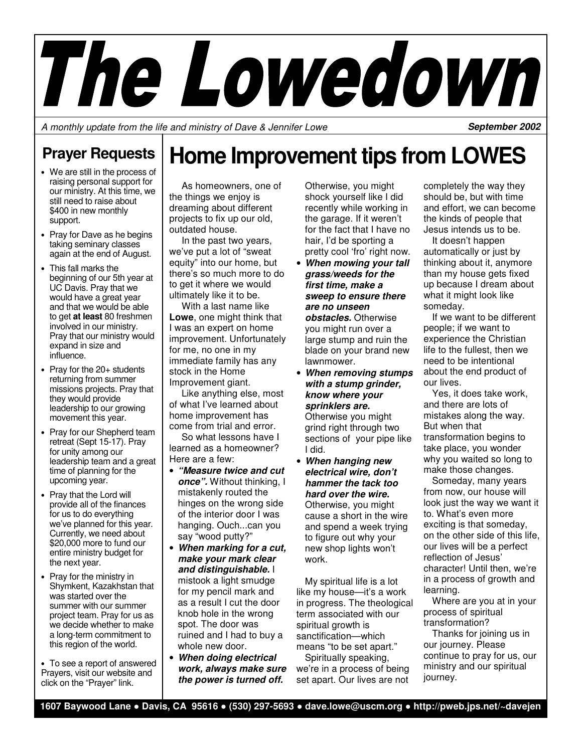# The Lowedown

*A monthly update from the life and ministry of Dave & Jennifer Lowe* ***September 2002***

## Prayer Requests

- We are still in the process of raising personal support for our ministry. At this time, we still need to raise about $400 in new monthly support.
- Pray for Dave as he begins taking seminary classes again at the end of August.
- This fall marks the beginning of our 5th year at UC Davis. Pray that we would have a great year and that we would be able to get **at least** 80 freshmen involved in our ministry. Pray that our ministry would expand in size and influence.
- Pray for the 20+ students returning from summer missions projects. Pray that they would provide leadership to our growing movement this year.
- Pray for our Shepherd team retreat (Sept 15-17). Pray for unity among our leadership team and a great time of planning for the upcoming year.
- Pray that the Lord will provide all of the finances for us to do everything we've planned for this year. Currently, we need about $20,000 more to fund our entire ministry budget for the next year.
- Pray for the ministry in Shymkent, Kazakhstan that was started over the summer with our summer project team. Pray for us as we decide whether to make a long-term commitment to this region of the world.
- To see a report of answered Prayers, visit our website and click on the "Prayer" link.

# Home Improvement tips from LOWES

As homeowners, one of the things we enjoy is dreaming about different projects to fix up our old, outdated house.

In the past two years, we've put a lot of "sweat equity" into our home, but there's so much more to do to get it where we would ultimately like it to be.

With a last name like **Lowe**, one might think that I was an expert on home improvement. Unfortunately for me, no one in my immediate family has any stock in the Home Improvement giant.

Like anything else, most of what I've learned about home improvement has come from trial and error.

So what lessons have I learned as a homeowner? Here are a few:

- ***"Measure twice and cut once".*** Without thinking, I mistakenly routed the hinges on the wrong side of the interior door I was hanging. Ouch...can you say "wood putty?"
- ***When marking for a cut, make your mark clear and distinguishable.*** I mistook a light smudge for my pencil mark and as a result I cut the door knob hole in the wrong spot. The door was ruined and I had to buy a whole new door.
- ***When doing electrical work, always make sure the power is turned off.*** Otherwise, you might shock yourself like I did recently while working in the garage. If it weren't for the fact that I have no hair, I'd be sporting a pretty cool 'fro' right now.
- ***When mowing your tall grass/weeds for the first time, make a sweep to ensure there are no unseen obstacles.*** Otherwise you might run over a large stump and ruin the blade on your brand new lawnmower.
- ***When removing stumps with a stump grinder, know where your sprinklers are.*** Otherwise you might grind right through two sections of your pipe like I did.
- ***When hanging new electrical wire, don't hammer the tack too hard over the wire.*** Otherwise, you might cause a short in the wire and spend a week trying to figure out why your new shop lights won't work.

My spiritual life is a lot like my house—it's a work in progress. The theological term associated with our spiritual growth is sanctification—which means "to be set apart."

Spiritually speaking, we're in a process of being set apart. Our lives are not completely the way they should be, but with time and effort, we can become the kinds of people that Jesus intends us to be.

It doesn't happen automatically or just by thinking about it, anymore than my house gets fixed up because I dream about what it might look like someday.

If we want to be different people; if we want to experience the Christian life to the fullest, then we need to be intentional about the end product of our lives.

Yes, it does take work, and there are lots of mistakes along the way. But when that transformation begins to take place, you wonder why you waited so long to make those changes.

Someday, many years from now, our house will look just the way we want it to. What's even more exciting is that someday, on the other side of this life, our lives will be a perfect reflection of Jesus' character! Until then, we're in a process of growth and learning.

Where are you at in your process of spiritual transformation?

Thanks for joining us in our journey. Please continue to pray for us, our ministry and our spiritual journey.

**1607 Baywood Lane • Davis, CA 95616 • (530) 297-5693 • dave.lowe@uscm.org • http://pweb.jps.net/~davejen**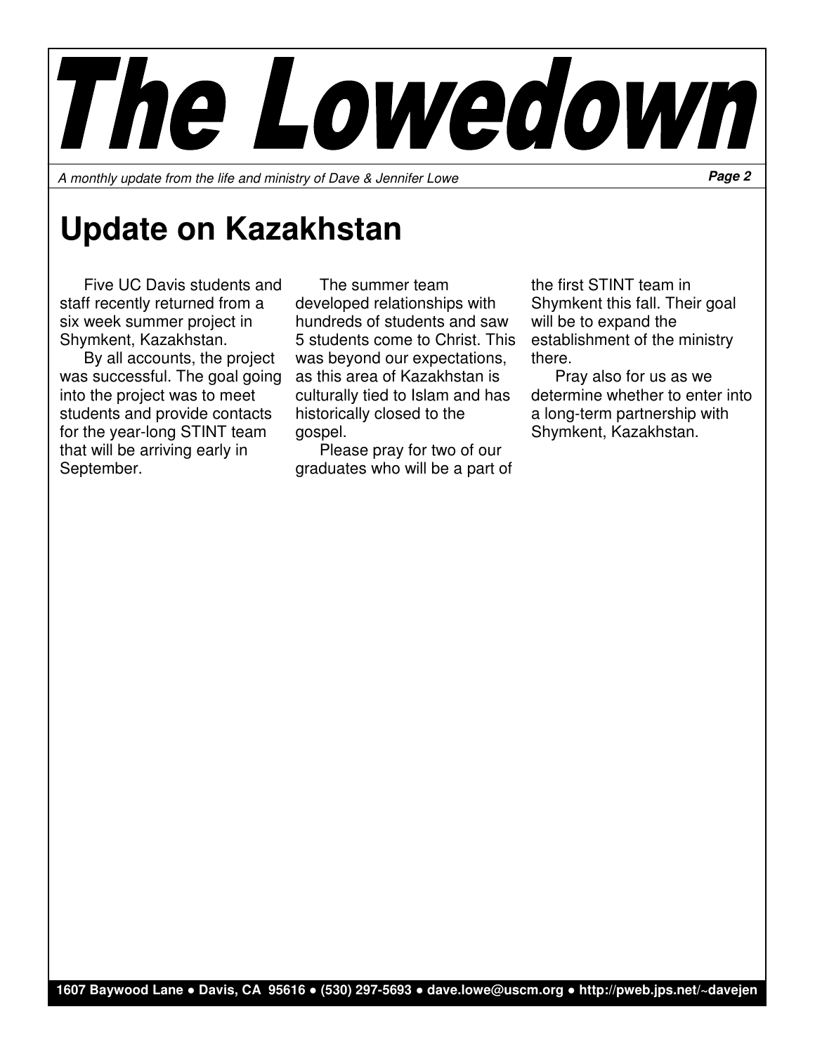# Update on Kazakhstan

Five UC Davis students and staff recently returned from a six week summer project in Shymkent, Kazakhstan.

By all accounts, the project was successful. The goal going into the project was to meet students and provide contacts for the year-long STINT team that will be arriving early in September.

The summer team developed relationships with hundreds of students and saw 5 students come to Christ. This was beyond our expectations, as this area of Kazakhstan is culturally tied to Islam and has historically closed to the gospel.

Please pray for two of our graduates who will be a part of the first STINT team in Shymkent this fall. Their goal will be to expand the establishment of the ministry there.

Pray also for us as we determine whether to enter into a long-term partnership with Shymkent, Kazakhstan.